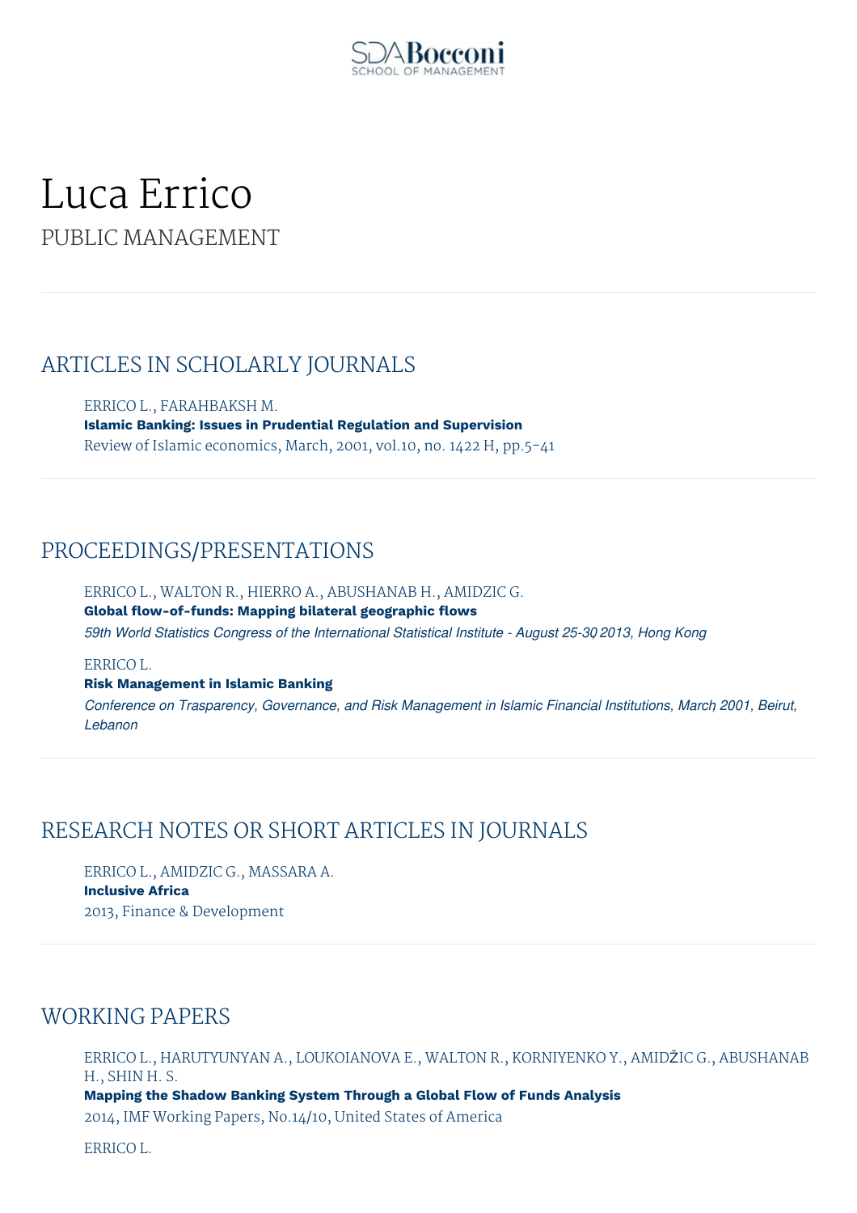SDA Bocconi SCHOOL OF MANAGEMENT

# Luca Errico

PUBLIC MANAGEMENT

## ARTICLES IN SCHOLARLY JOURNALS

ERRICO L., FARAHBAKSH M.
**Islamic Banking: Issues in Prudential Regulation and Supervision**
Review of Islamic economics, March, 2001, vol.10, no. 1422 H, pp.5-41

## PROCEEDINGS/PRESENTATIONS

ERRICO L., WALTON R., HIERRO A., ABUSHANAB H., AMIDZIC G.
**Global flow-of-funds: Mapping bilateral geographic flows**
*59th World Statistics Congress of the International Statistical Institute - August 25-30, 2013, Hong Kong*

ERRICO L.
**Risk Management in Islamic Banking**
*Conference on Trasparency, Governance, and Risk Management in Islamic Financial Institutions, March 2001, Beirut, Lebanon*

## RESEARCH NOTES OR SHORT ARTICLES IN JOURNALS

ERRICO L., AMIDZIC G., MASSARA A.
**Inclusive Africa**
2013, Finance & Development

## WORKING PAPERS

ERRICO L., HARUTYUNYAN A., LOUKOIANOVA E., WALTON R., KORNIYENKO Y., AMIDŽIC G., ABUSHANAB H., SHIN H. S.
**Mapping the Shadow Banking System Through a Global Flow of Funds Analysis**
2014, IMF Working Papers, No.14/10, United States of America

ERRICO L.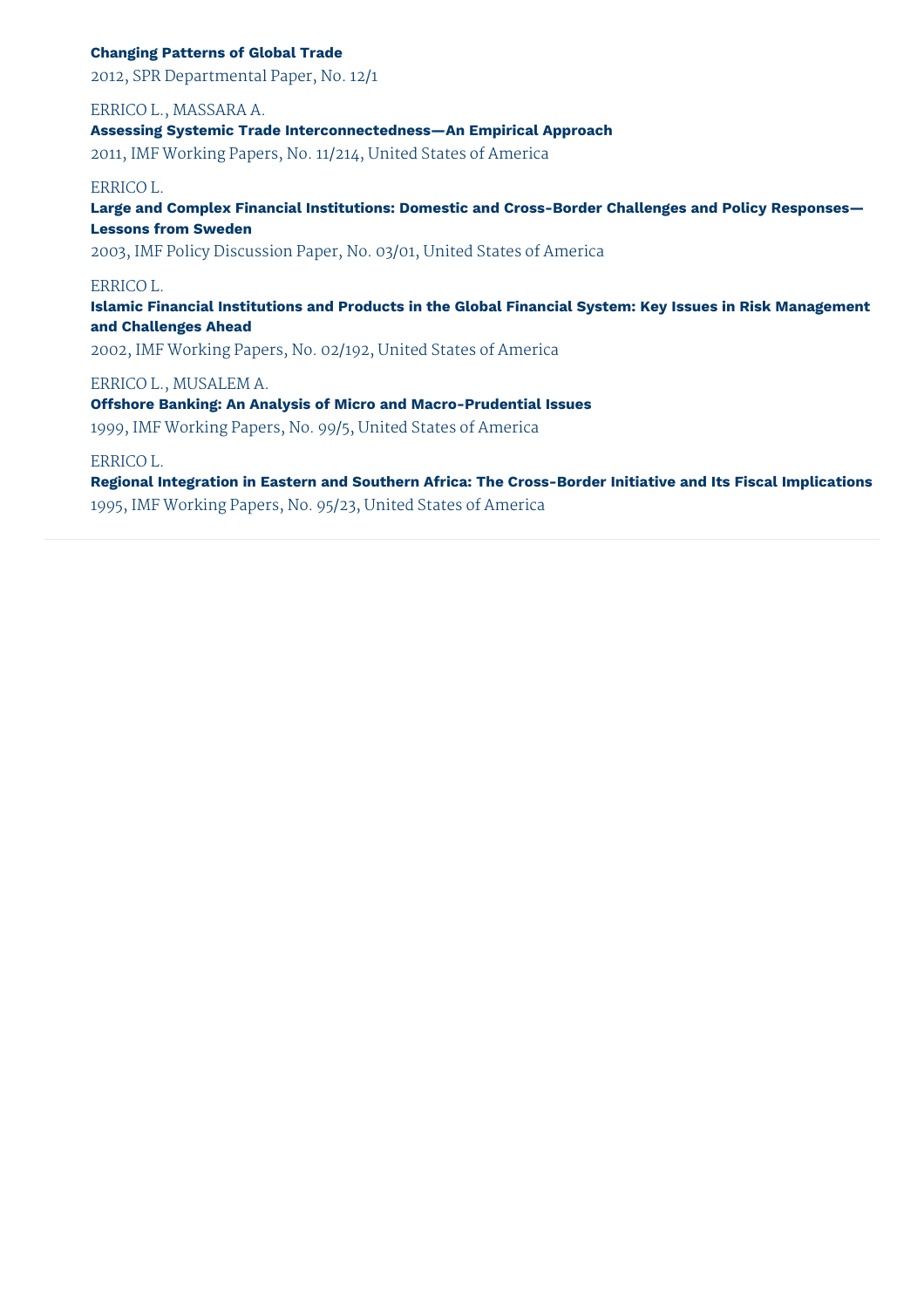**Changing Patterns of Global Trade**
2012, SPR Departmental Paper, No. 12/1

ERRICO L., MASSARA A.
**Assessing Systemic Trade Interconnectedness—An Empirical Approach**
2011, IMF Working Papers, No. 11/214, United States of America

ERRICO L.
**Large and Complex Financial Institutions: Domestic and Cross-Border Challenges and Policy Responses—Lessons from Sweden**
2003, IMF Policy Discussion Paper, No. 03/01, United States of America

ERRICO L.
**Islamic Financial Institutions and Products in the Global Financial System: Key Issues in Risk Management and Challenges Ahead**
2002, IMF Working Papers, No. 02/192, United States of America

ERRICO L., MUSALEM A.
**Offshore Banking: An Analysis of Micro and Macro-Prudential Issues**
1999, IMF Working Papers, No. 99/5, United States of America

ERRICO L.
**Regional Integration in Eastern and Southern Africa: The Cross-Border Initiative and Its Fiscal Implications**
1995, IMF Working Papers, No. 95/23, United States of America